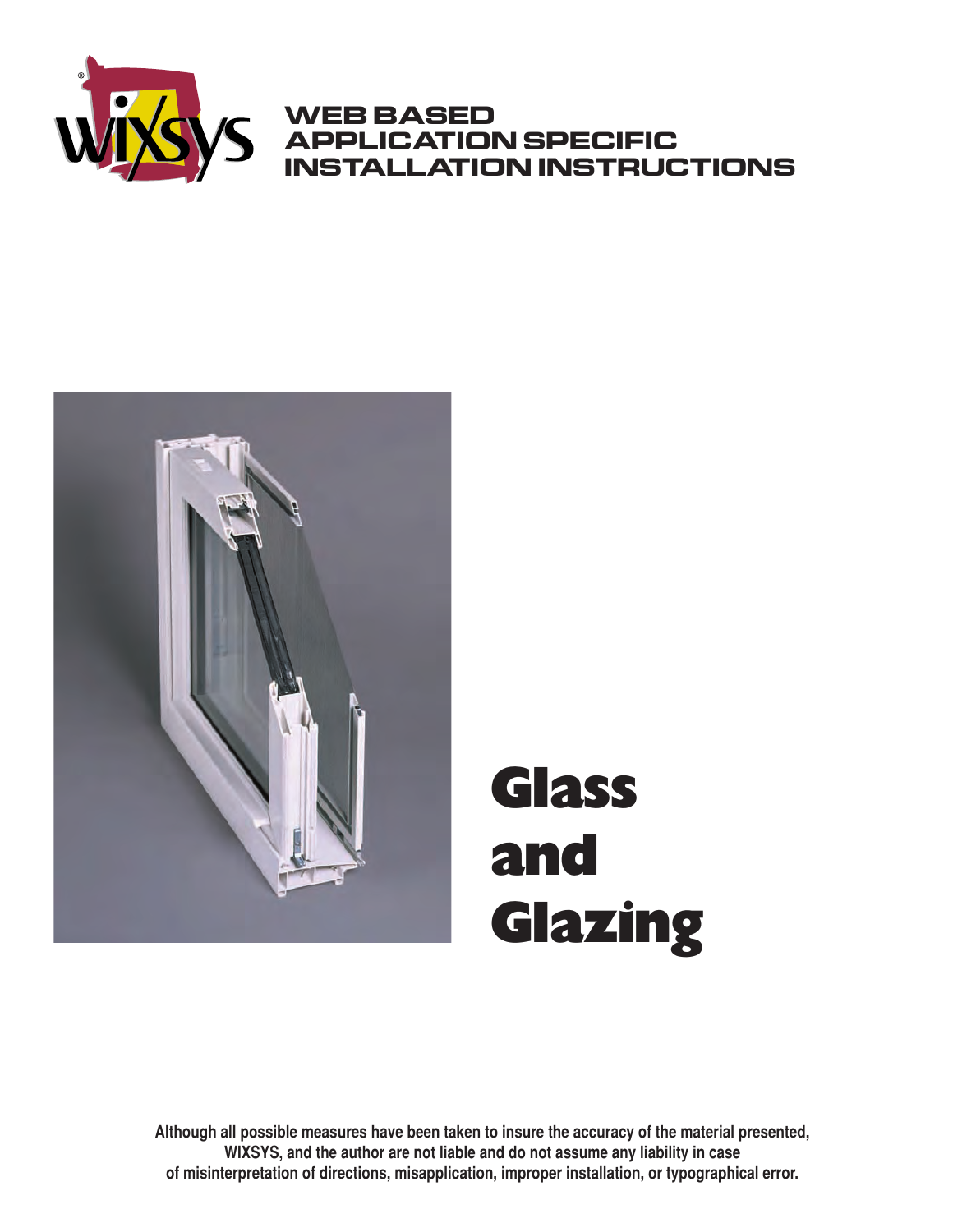WIXSYS

# WEB BASED APPLICATION SPECIFIC INSTALLATION INSTRUCTIONS

# Glass and Glazing

**Although all possible measures have been taken to insure the accuracy of the material presented, WIXSYS, and the author are not liable and do not assume any liability in case of misinterpretation of directions, misapplication, improper installation, or typographical error.**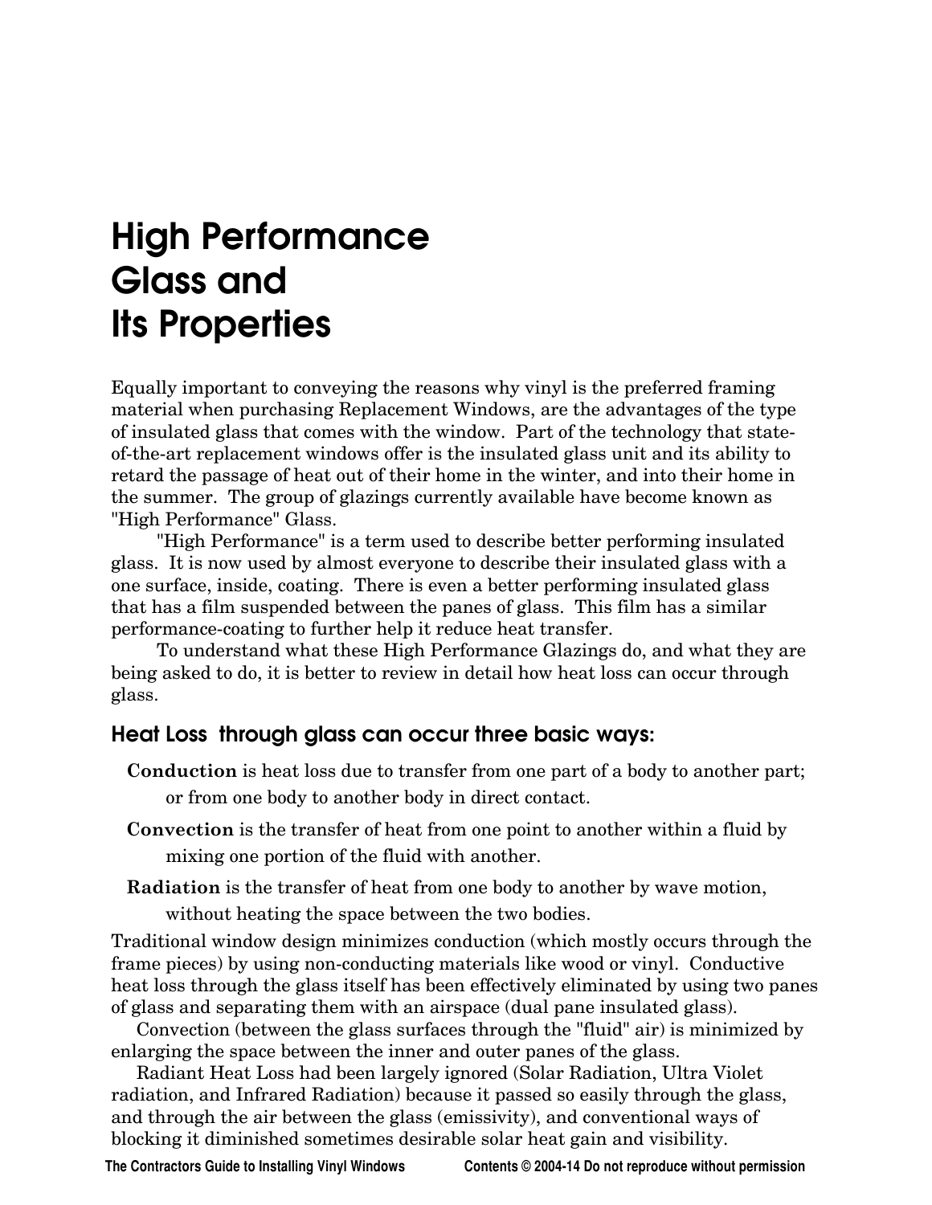# High Performance Glass and Its Properties

Equally important to conveying the reasons why vinyl is the preferred framing material when purchasing Replacement Windows, are the advantages of the type of insulated glass that comes with the window. Part of the technology that state-of-the-art replacement windows offer is the insulated glass unit and its ability to retard the passage of heat out of their home in the winter, and into their home in the summer. The group of glazings currently available have become known as "High Performance" Glass.

"High Performance" is a term used to describe better performing insulated glass. It is now used by almost everyone to describe their insulated glass with a one surface, inside, coating. There is even a better performing insulated glass that has a film suspended between the panes of glass. This film has a similar performance-coating to further help it reduce heat transfer.

To understand what these High Performance Glazings do, and what they are being asked to do, it is better to review in detail how heat loss can occur through glass.

### Heat Loss through glass can occur three basic ways:

**Conduction** is heat loss due to transfer from one part of a body to another part; or from one body to another body in direct contact.

**Convection** is the transfer of heat from one point to another within a fluid by mixing one portion of the fluid with another.

**Radiation** is the transfer of heat from one body to another by wave motion, without heating the space between the two bodies.

Traditional window design minimizes conduction (which mostly occurs through the frame pieces) by using non-conducting materials like wood or vinyl. Conductive heat loss through the glass itself has been effectively eliminated by using two panes of glass and separating them with an airspace (dual pane insulated glass).

Convection (between the glass surfaces through the "fluid" air) is minimized by enlarging the space between the inner and outer panes of the glass.

Radiant Heat Loss had been largely ignored (Solar Radiation, Ultra Violet radiation, and Infrared Radiation) because it passed so easily through the glass, and through the air between the glass (emissivity), and conventional ways of blocking it diminished sometimes desirable solar heat gain and visibility.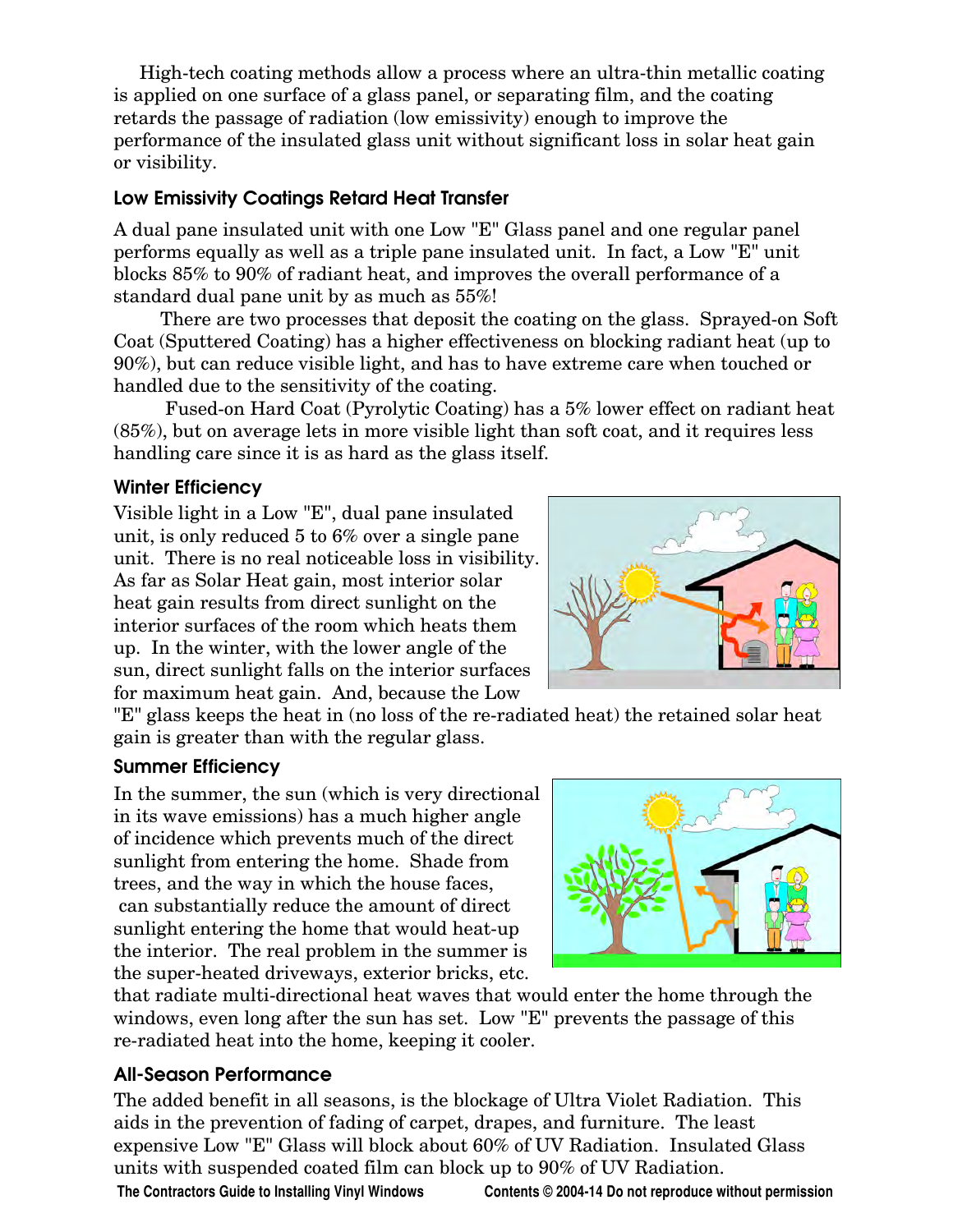High-tech coating methods allow a process where an ultra-thin metallic coating is applied on one surface of a glass panel, or separating film, and the coating retards the passage of radiation (low emissivity) enough to improve the performance of the insulated glass unit without significant loss in solar heat gain or visibility.

### Low Emissivity Coatings Retard Heat Transfer

A dual pane insulated unit with one Low "E" Glass panel and one regular panel performs equally as well as a triple pane insulated unit. In fact, a Low "E" unit blocks 85% to 90% of radiant heat, and improves the overall performance of a standard dual pane unit by as much as 55%!

There are two processes that deposit the coating on the glass. Sprayed-on Soft Coat (Sputtered Coating) has a higher effectiveness on blocking radiant heat (up to 90%), but can reduce visible light, and has to have extreme care when touched or handled due to the sensitivity of the coating.

Fused-on Hard Coat (Pyrolytic Coating) has a 5% lower effect on radiant heat (85%), but on average lets in more visible light than soft coat, and it requires less handling care since it is as hard as the glass itself.

### Winter Efficiency

Visible light in a Low "E", dual pane insulated unit, is only reduced 5 to 6% over a single pane unit. There is no real noticeable loss in visibility. As far as Solar Heat gain, most interior solar heat gain results from direct sunlight on the interior surfaces of the room which heats them up. In the winter, with the lower angle of the sun, direct sunlight falls on the interior surfaces for maximum heat gain. And, because the Low "E" glass keeps the heat in (no loss of the re-radiated heat) the retained solar heat gain is greater than with the regular glass.

### Summer Efficiency

In the summer, the sun (which is very directional in its wave emissions) has a much higher angle of incidence which prevents much of the direct sunlight from entering the home. Shade from trees, and the way in which the house faces, can substantially reduce the amount of direct sunlight entering the home that would heat-up the interior. The real problem in the summer is the super-heated driveways, exterior bricks, etc. that radiate multi-directional heat waves that would enter the home through the windows, even long after the sun has set. Low "E" prevents the passage of this re-radiated heat into the home, keeping it cooler.

### All-Season Performance

The added benefit in all seasons, is the blockage of Ultra Violet Radiation. This aids in the prevention of fading of carpet, drapes, and furniture. The least expensive Low "E" Glass will block about 60% of UV Radiation. Insulated Glass units with suspended coated film can block up to 90% of UV Radiation.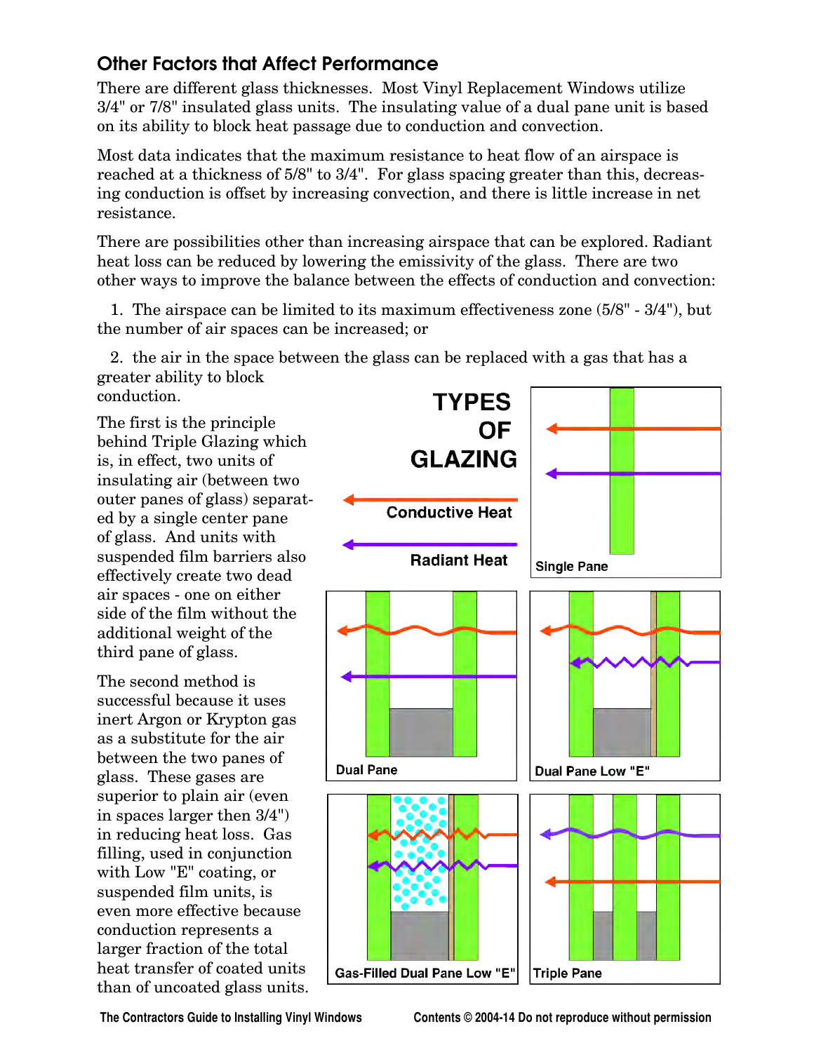## Other Factors that Affect Performance

There are different glass thicknesses. Most Vinyl Replacement Windows utilize 3/4" or 7/8" insulated glass units. The insulating value of a dual pane unit is based on its ability to block heat passage due to conduction and convection.

Most data indicates that the maximum resistance to heat flow of an airspace is reached at a thickness of 5/8" to 3/4". For glass spacing greater than this, decreasing conduction is offset by increasing convection, and there is little increase in net resistance.

There are possibilities other than increasing airspace that can be explored. Radiant heat loss can be reduced by lowering the emissivity of the glass. There are two other ways to improve the balance between the effects of conduction and convection:

1. The airspace can be limited to its maximum effectiveness zone (5/8" - 3/4"), but the number of air spaces can be increased; or

2. the air in the space between the glass can be replaced with a gas that has a greater ability to block conduction.

The first is the principle behind Triple Glazing which is, in effect, two units of insulating air (between two outer panes of glass) separated by a single center pane of glass. And units with suspended film barriers also effectively create two dead air spaces - one on either side of the film without the additional weight of the third pane of glass.

The second method is successful because it uses inert Argon or Krypton gas as a substitute for the air between the two panes of glass. These gases are superior to plain air (even in spaces larger then 3/4") in reducing heat loss. Gas filling, used in conjunction with Low "E" coating, or suspended film units, is even more effective because conduction represents a larger fraction of the total heat transfer of coated units than of uncoated glass units.

**TYPES OF GLAZING**

Conductive Heat

Radiant Heat

Single Pane

Dual Pane

Dual Pane Low "E"

Gas-Filled Dual Pane Low "E"

Triple Pane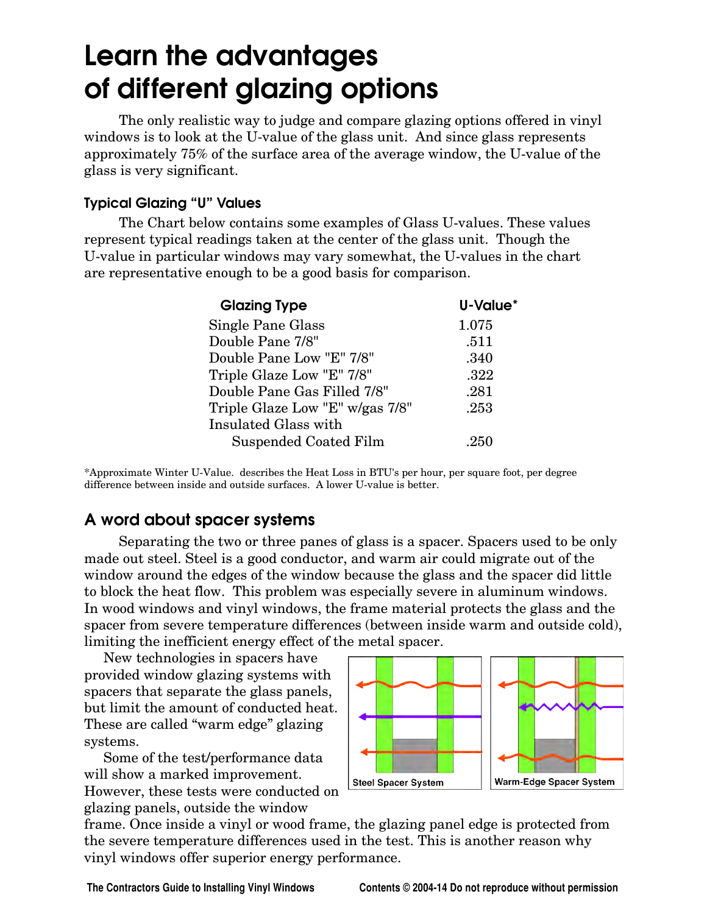# Learn the advantages of different glazing options

The only realistic way to judge and compare glazing options offered in vinyl windows is to look at the U-value of the glass unit. And since glass represents approximately 75% of the surface area of the average window, the U-value of the glass is very significant.

### Typical Glazing "U" Values

The Chart below contains some examples of Glass U-values. These values represent typical readings taken at the center of the glass unit. Though the U-value in particular windows may vary somewhat, the U-values in the chart are representative enough to be a good basis for comparison.

| Glazing Type | U-Value* |
|---|---|
| Single Pane Glass | 1.075 |
| Double Pane 7/8" | .511 |
| Double Pane Low "E" 7/8" | .340 |
| Triple Glaze Low "E" 7/8" | .322 |
| Double Pane Gas Filled 7/8" | .281 |
| Triple Glaze Low "E" w/gas 7/8" | .253 |
| Insulated Glass with Suspended Coated Film | .250 |

*Approximate Winter U-Value. describes the Heat Loss in BTU's per hour, per square foot, per degree difference between inside and outside surfaces. A lower U-value is better.

## A word about spacer systems

Separating the two or three panes of glass is a spacer. Spacers used to be only made out steel. Steel is a good conductor, and warm air could migrate out of the window around the edges of the window because the glass and the spacer did little to block the heat flow. This problem was especially severe in aluminum windows. In wood windows and vinyl windows, the frame material protects the glass and the spacer from severe temperature differences (between inside warm and outside cold), limiting the inefficient energy effect of the metal spacer.

New technologies in spacers have provided window glazing systems with spacers that separate the glass panels, but limit the amount of conducted heat. These are called "warm edge" glazing systems.

Some of the test/performance data will show a marked improvement. However, these tests were conducted on glazing panels, outside the window frame. Once inside a vinyl or wood frame, the glazing panel edge is protected from the severe temperature differences used in the test. This is another reason why vinyl windows offer superior energy performance.

Steel Spacer System

Warm-Edge Spacer System